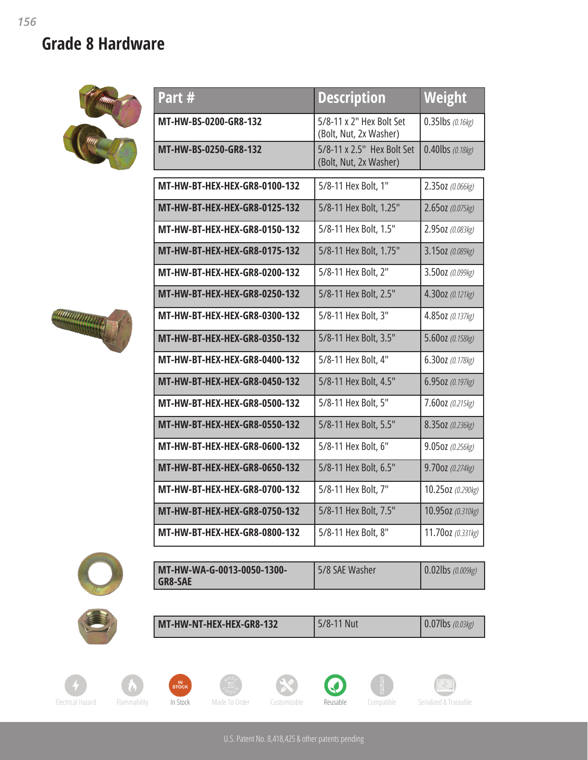# Grade 8 Hardware

| Part # | Description | Weight |
|---|---|---|
| MT-HW-BS-0200-GR8-132 | 5/8-11 x 2" Hex Bolt Set (Bolt, Nut, 2x Washer) | 0.35lbs *(0.16kg)* |
| MT-HW-BS-0250-GR8-132 | 5/8-11 x 2.5" Hex Bolt Set (Bolt, Nut, 2x Washer) | 0.40lbs *(0.18kg)* |

| Part # | Description | Weight |
|---|---|---|
| MT-HW-BT-HEX-HEX-GR8-0100-132 | 5/8-11 Hex Bolt, 1" | 2.35oz *(0.066kg)* |
| MT-HW-BT-HEX-HEX-GR8-0125-132 | 5/8-11 Hex Bolt, 1.25" | 2.65oz *(0.075kg)* |
| MT-HW-BT-HEX-HEX-GR8-0150-132 | 5/8-11 Hex Bolt, 1.5" | 2.95oz *(0.083kg)* |
| MT-HW-BT-HEX-HEX-GR8-0175-132 | 5/8-11 Hex Bolt, 1.75" | 3.15oz *(0.089kg)* |
| MT-HW-BT-HEX-HEX-GR8-0200-132 | 5/8-11 Hex Bolt, 2" | 3.50oz *(0.099kg)* |
| MT-HW-BT-HEX-HEX-GR8-0250-132 | 5/8-11 Hex Bolt, 2.5" | 4.30oz *(0.121kg)* |
| MT-HW-BT-HEX-HEX-GR8-0300-132 | 5/8-11 Hex Bolt, 3" | 4.85oz *(0.137kg)* |
| MT-HW-BT-HEX-HEX-GR8-0350-132 | 5/8-11 Hex Bolt, 3.5" | 5.60oz *(0.158kg)* |
| MT-HW-BT-HEX-HEX-GR8-0400-132 | 5/8-11 Hex Bolt, 4" | 6.30oz *(0.178kg)* |
| MT-HW-BT-HEX-HEX-GR8-0450-132 | 5/8-11 Hex Bolt, 4.5" | 6.95oz *(0.197kg)* |
| MT-HW-BT-HEX-HEX-GR8-0500-132 | 5/8-11 Hex Bolt, 5" | 7.60oz *(0.215kg)* |
| MT-HW-BT-HEX-HEX-GR8-0550-132 | 5/8-11 Hex Bolt, 5.5" | 8.35oz *(0.236kg)* |
| MT-HW-BT-HEX-HEX-GR8-0600-132 | 5/8-11 Hex Bolt, 6" | 9.05oz *(0.256kg)* |
| MT-HW-BT-HEX-HEX-GR8-0650-132 | 5/8-11 Hex Bolt, 6.5" | 9.70oz *(0.274kg)* |
| MT-HW-BT-HEX-HEX-GR8-0700-132 | 5/8-11 Hex Bolt, 7" | 10.25oz *(0.290kg)* |
| MT-HW-BT-HEX-HEX-GR8-0750-132 | 5/8-11 Hex Bolt, 7.5" | 10.95oz *(0.310kg)* |
| MT-HW-BT-HEX-HEX-GR8-0800-132 | 5/8-11 Hex Bolt, 8" | 11.70oz *(0.331kg)* |

| Part # | Description | Weight |
|---|---|---|
| MT-HW-WA-G-0013-0050-1300-GR8-SAE | 5/8 SAE Washer | 0.02lbs *(0.009kg)* |

| Part # | Description | Weight |
|---|---|---|
| MT-HW-NT-HEX-HEX-GR8-132 | 5/8-11 Nut | 0.07lbs *(0.03kg)* |

Electrical Hazard | Flammability | In Stock | Made To Order | Customizable | Reusable | Compatible | Serialized & Traceable

U.S. Patent No. 8,418,425 & other patents pending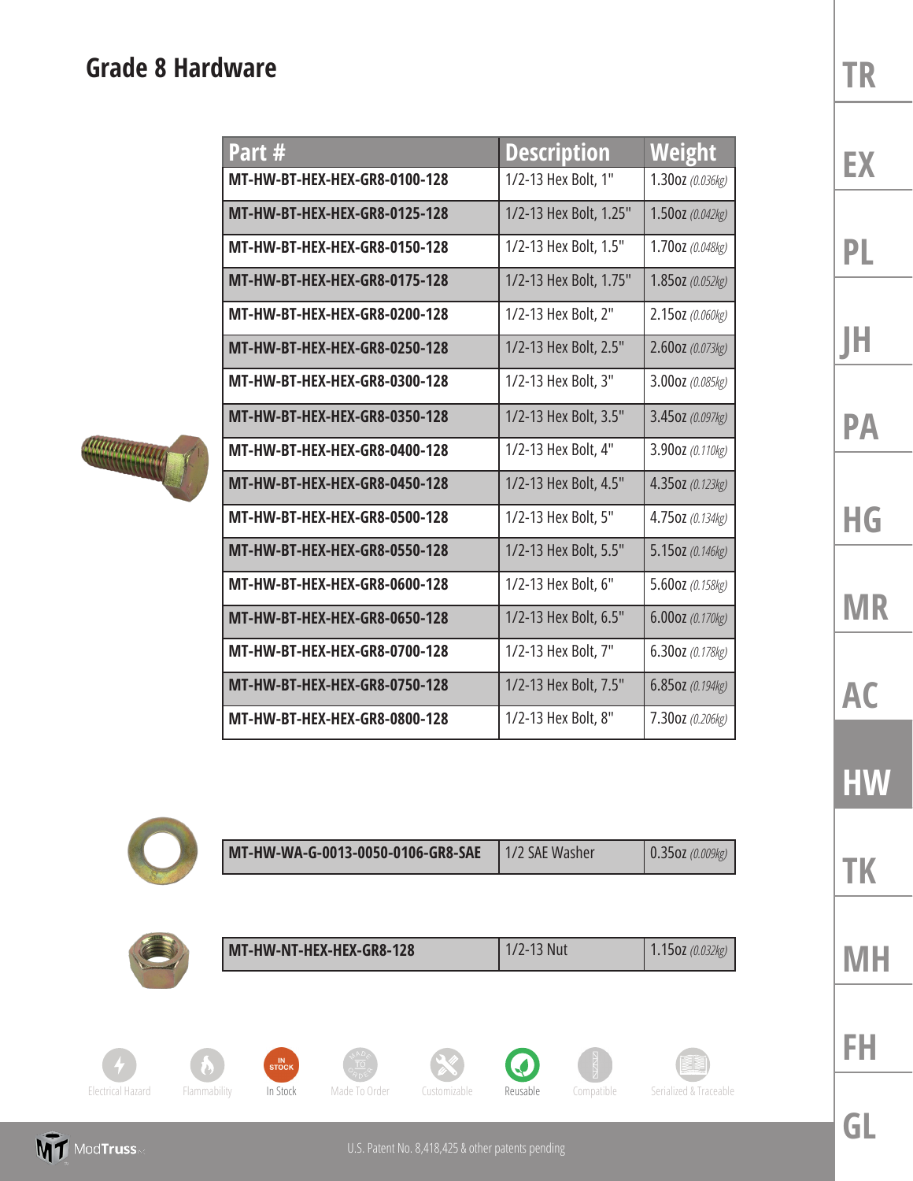## Grade 8 Hardware

| Part # | Description | Weight |
|---|---|---|
| MT-HW-BT-HEX-HEX-GR8-0100-128 | 1/2-13 Hex Bolt, 1" | 1.30oz *(0.036kg)* |
| MT-HW-BT-HEX-HEX-GR8-0125-128 | 1/2-13 Hex Bolt, 1.25" | 1.50oz *(0.042kg)* |
| MT-HW-BT-HEX-HEX-GR8-0150-128 | 1/2-13 Hex Bolt, 1.5" | 1.70oz *(0.048kg)* |
| MT-HW-BT-HEX-HEX-GR8-0175-128 | 1/2-13 Hex Bolt, 1.75" | 1.85oz *(0.052kg)* |
| MT-HW-BT-HEX-HEX-GR8-0200-128 | 1/2-13 Hex Bolt, 2" | 2.15oz *(0.060kg)* |
| MT-HW-BT-HEX-HEX-GR8-0250-128 | 1/2-13 Hex Bolt, 2.5" | 2.60oz *(0.073kg)* |
| MT-HW-BT-HEX-HEX-GR8-0300-128 | 1/2-13 Hex Bolt, 3" | 3.00oz *(0.085kg)* |
| MT-HW-BT-HEX-HEX-GR8-0350-128 | 1/2-13 Hex Bolt, 3.5" | 3.45oz *(0.097kg)* |
| MT-HW-BT-HEX-HEX-GR8-0400-128 | 1/2-13 Hex Bolt, 4" | 3.90oz *(0.110kg)* |
| MT-HW-BT-HEX-HEX-GR8-0450-128 | 1/2-13 Hex Bolt, 4.5" | 4.35oz *(0.123kg)* |
| MT-HW-BT-HEX-HEX-GR8-0500-128 | 1/2-13 Hex Bolt, 5" | 4.75oz *(0.134kg)* |
| MT-HW-BT-HEX-HEX-GR8-0550-128 | 1/2-13 Hex Bolt, 5.5" | 5.15oz *(0.146kg)* |
| MT-HW-BT-HEX-HEX-GR8-0600-128 | 1/2-13 Hex Bolt, 6" | 5.60oz *(0.158kg)* |
| MT-HW-BT-HEX-HEX-GR8-0650-128 | 1/2-13 Hex Bolt, 6.5" | 6.00oz *(0.170kg)* |
| MT-HW-BT-HEX-HEX-GR8-0700-128 | 1/2-13 Hex Bolt, 7" | 6.30oz *(0.178kg)* |
| MT-HW-BT-HEX-HEX-GR8-0750-128 | 1/2-13 Hex Bolt, 7.5" | 6.85oz *(0.194kg)* |
| MT-HW-BT-HEX-HEX-GR8-0800-128 | 1/2-13 Hex Bolt, 8" | 7.30oz *(0.206kg)* |

| Part # | Description | Weight |
|---|---|---|
| MT-HW-WA-G-0013-0050-0106-GR8-SAE | 1/2 SAE Washer | 0.35oz *(0.009kg)* |

| Part # | Description | Weight |
|---|---|---|
| MT-HW-NT-HEX-HEX-GR8-128 | 1/2-13 Nut | 1.15oz *(0.032kg)* |

Electrical Hazard | Flammability | In Stock | Made To Order | Customizable | Reusable | Compatible | Serialized & Traceable

U.S. Patent No. 8,418,425 & other patents pending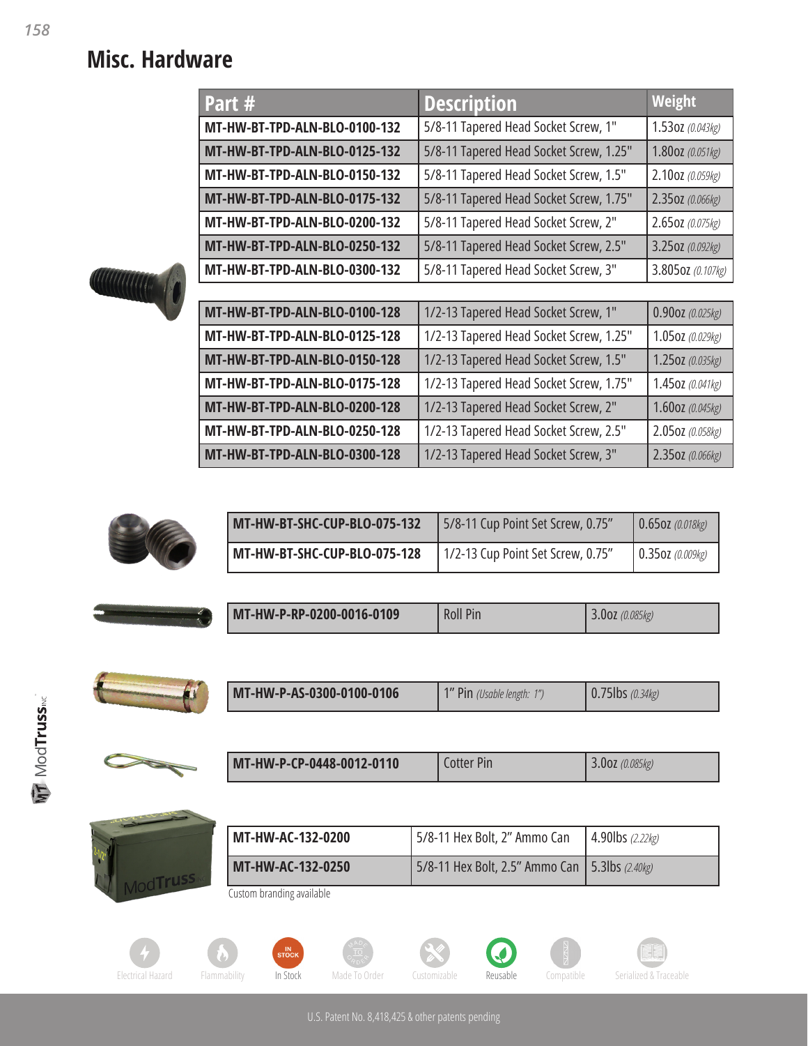## Misc. Hardware

| Part # | Description | Weight |
|---|---|---|
| MT-HW-BT-TPD-ALN-BLO-0100-132 | 5/8-11 Tapered Head Socket Screw, 1" | 1.53oz *(0.043kg)* |
| MT-HW-BT-TPD-ALN-BLO-0125-132 | 5/8-11 Tapered Head Socket Screw, 1.25" | 1.80oz *(0.051kg)* |
| MT-HW-BT-TPD-ALN-BLO-0150-132 | 5/8-11 Tapered Head Socket Screw, 1.5" | 2.10oz *(0.059kg)* |
| MT-HW-BT-TPD-ALN-BLO-0175-132 | 5/8-11 Tapered Head Socket Screw, 1.75" | 2.35oz *(0.066kg)* |
| MT-HW-BT-TPD-ALN-BLO-0200-132 | 5/8-11 Tapered Head Socket Screw, 2" | 2.65oz *(0.075kg)* |
| MT-HW-BT-TPD-ALN-BLO-0250-132 | 5/8-11 Tapered Head Socket Screw, 2.5" | 3.25oz *(0.092kg)* |
| MT-HW-BT-TPD-ALN-BLO-0300-132 | 5/8-11 Tapered Head Socket Screw, 3" | 3.805oz *(0.107kg)* |

| | | |
|---|---|---|
| MT-HW-BT-TPD-ALN-BLO-0100-128 | 1/2-13 Tapered Head Socket Screw, 1" | 0.90oz *(0.025kg)* |
| MT-HW-BT-TPD-ALN-BLO-0125-128 | 1/2-13 Tapered Head Socket Screw, 1.25" | 1.05oz *(0.029kg)* |
| MT-HW-BT-TPD-ALN-BLO-0150-128 | 1/2-13 Tapered Head Socket Screw, 1.5" | 1.25oz *(0.035kg)* |
| MT-HW-BT-TPD-ALN-BLO-0175-128 | 1/2-13 Tapered Head Socket Screw, 1.75" | 1.45oz *(0.041kg)* |
| MT-HW-BT-TPD-ALN-BLO-0200-128 | 1/2-13 Tapered Head Socket Screw, 2" | 1.60oz *(0.045kg)* |
| MT-HW-BT-TPD-ALN-BLO-0250-128 | 1/2-13 Tapered Head Socket Screw, 2.5" | 2.05oz *(0.058kg)* |
| MT-HW-BT-TPD-ALN-BLO-0300-128 | 1/2-13 Tapered Head Socket Screw, 3" | 2.35oz *(0.066kg)* |

| | | |
|---|---|---|
| MT-HW-BT-SHC-CUP-BLO-075-132 | 5/8-11 Cup Point Set Screw, 0.75" | 0.65oz *(0.018kg)* |
| MT-HW-BT-SHC-CUP-BLO-075-128 | 1/2-13 Cup Point Set Screw, 0.75" | 0.35oz *(0.009kg)* |

| | | |
|---|---|---|
| MT-HW-P-RP-0200-0016-0109 | Roll Pin | 3.0oz *(0.085kg)* |

| | | |
|---|---|---|
| MT-HW-P-AS-0300-0100-0106 | 1" Pin *(Usable length: 1")* | 0.75lbs *(0.34kg)* |

| | | |
|---|---|---|
| MT-HW-P-CP-0448-0012-0110 | Cotter Pin | 3.0oz *(0.085kg)* |

| | | |
|---|---|---|
| MT-HW-AC-132-0200 | 5/8-11 Hex Bolt, 2" Ammo Can | 4.90lbs *(2.22kg)* |
| MT-HW-AC-132-0250 | 5/8-11 Hex Bolt, 2.5" Ammo Can | 5.3lbs *(2.40kg)* |

Custom branding available

Electrical Hazard · Flammability · In Stock · Made To Order · Customizable · Reusable · Compatible · Serialized & Traceable

U.S. Patent No. 8,418,425 & other patents pending